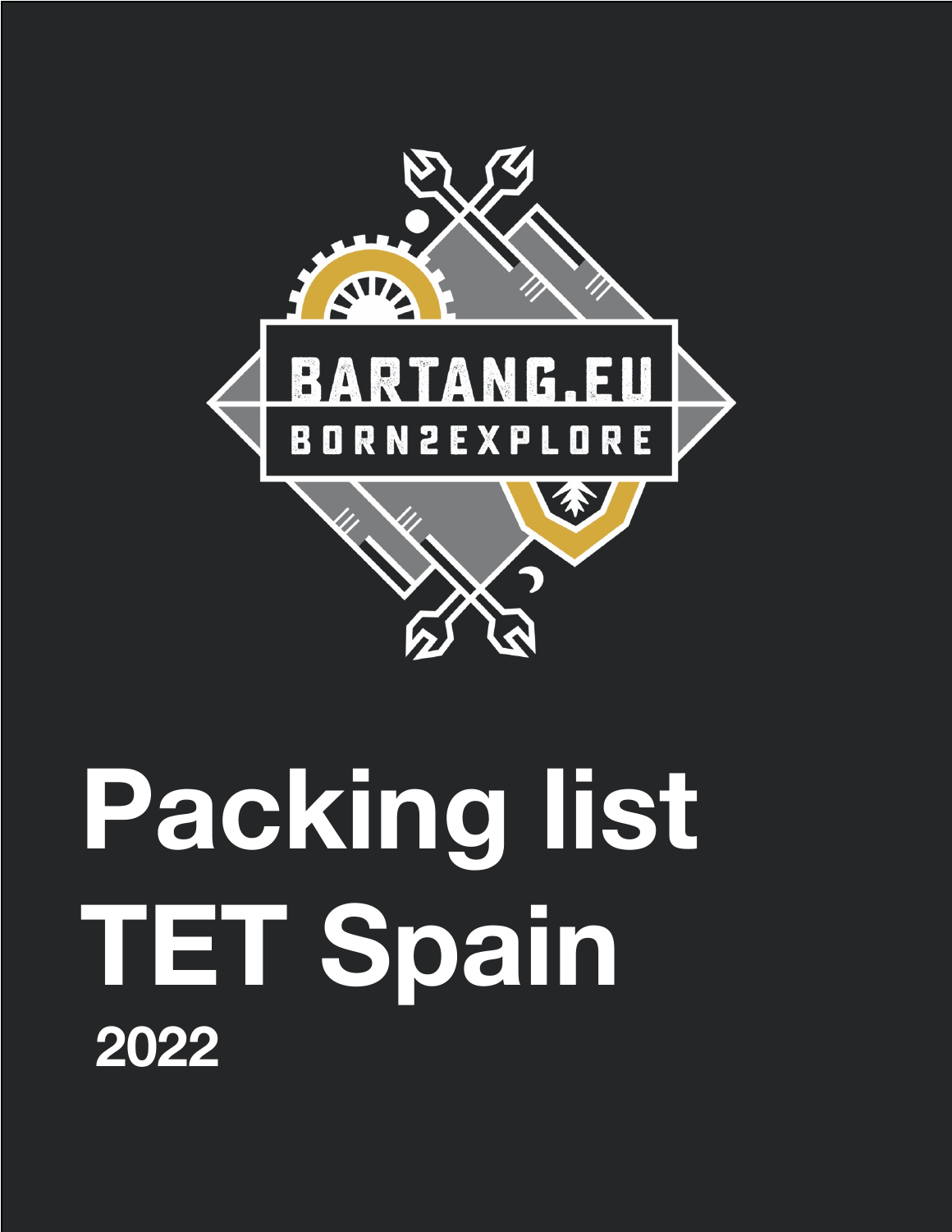BARTANG.EU

BORN2EXPLORE

# Packing list TET Spain

**2022**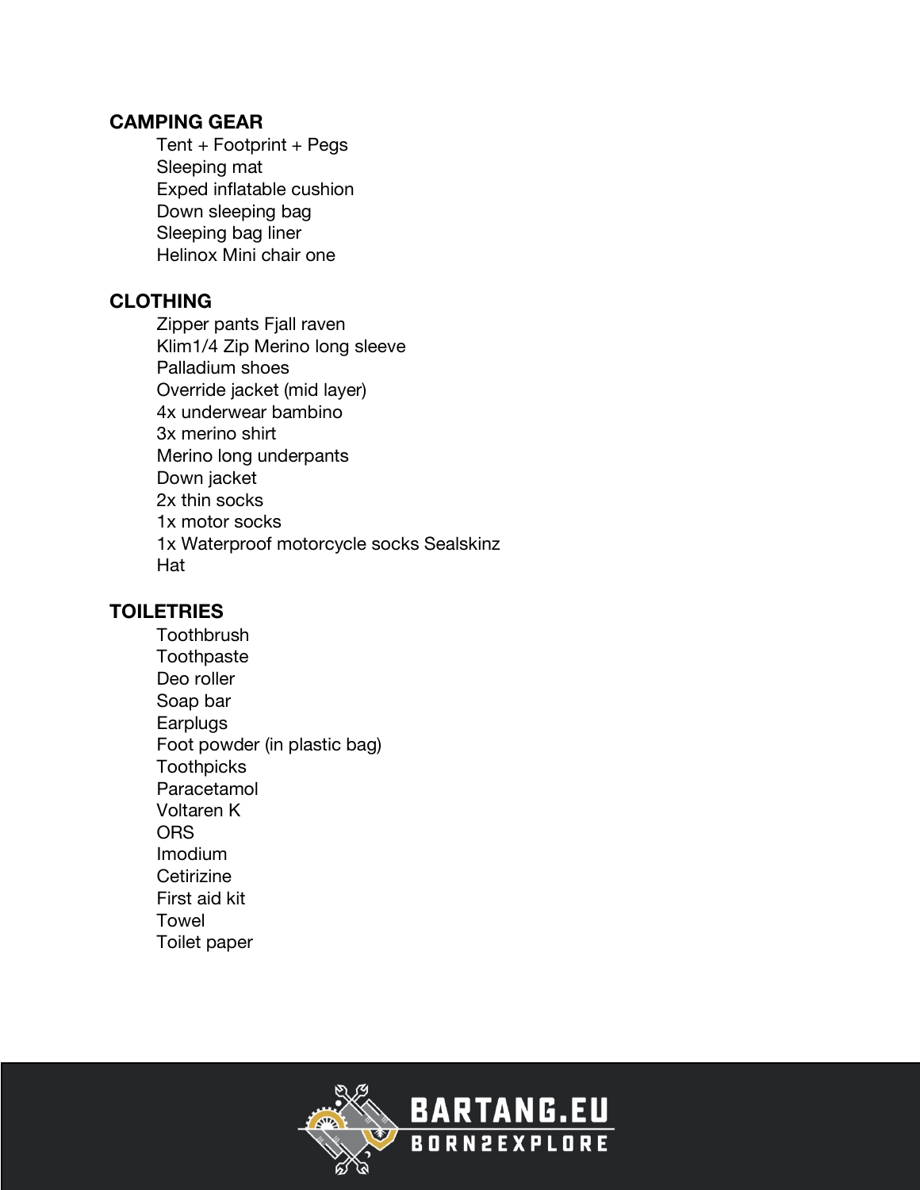## CAMPING GEAR

- Tent + Footprint + Pegs
- Sleeping mat
- Exped inflatable cushion
- Down sleeping bag
- Sleeping bag liner
- Helinox Mini chair one

## CLOTHING

- Zipper pants Fjall raven
- Klim1/4 Zip Merino long sleeve
- Palladium shoes
- Override jacket (mid layer)
- 4x underwear bambino
- 3x merino shirt
- Merino long underpants
- Down jacket
- 2x thin socks
- 1x motor socks
- 1x Waterproof motorcycle socks Sealskinz
- Hat

## TOILETRIES

- Toothbrush
- Toothpaste
- Deo roller
- Soap bar
- Earplugs
- Foot powder (in plastic bag)
- Toothpicks
- Paracetamol
- Voltaren K
- ORS
- Imodium
- Cetirizine
- First aid kit
- Towel
- Toilet paper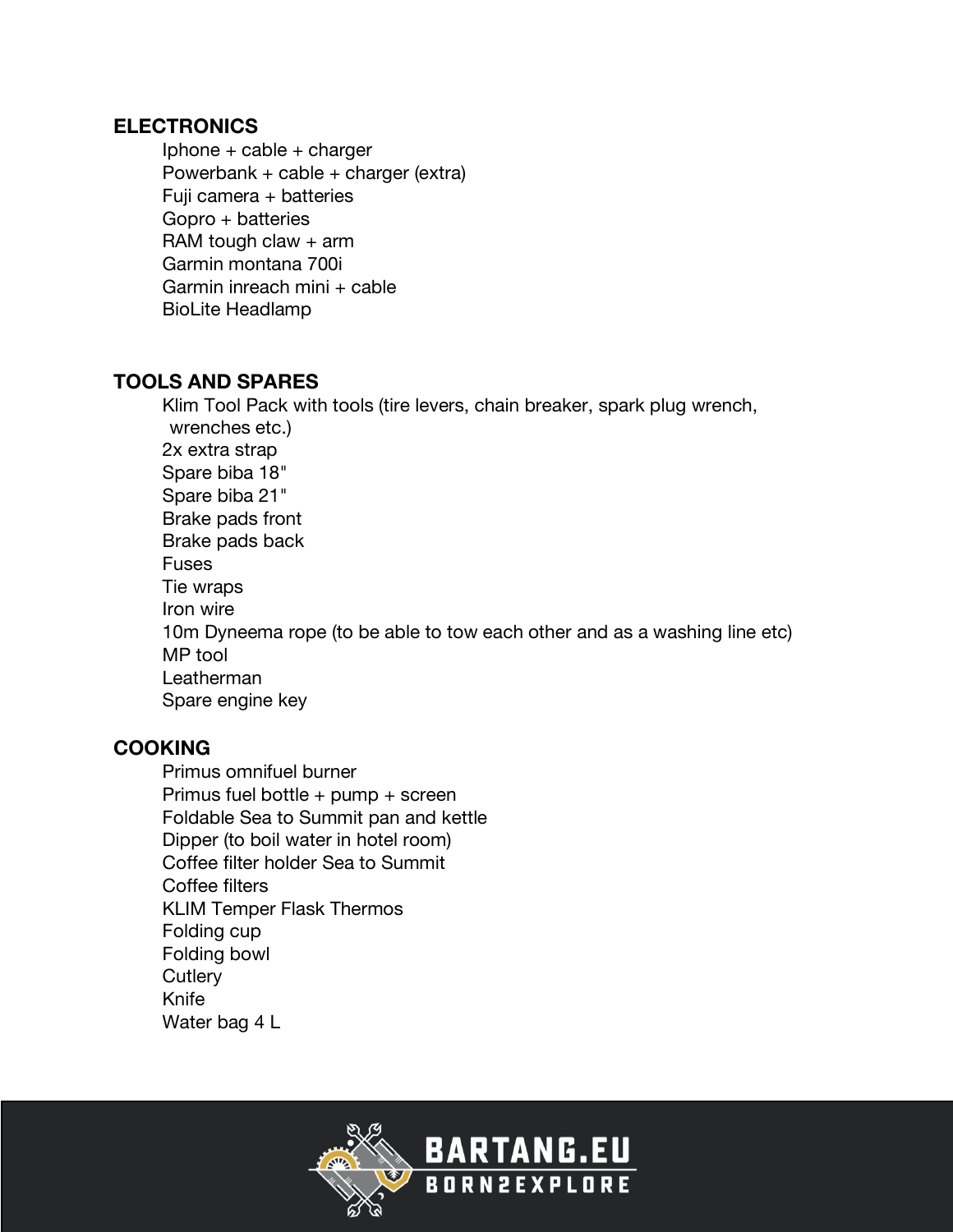## ELECTRONICS

- Iphone + cable + charger
- Powerbank + cable + charger (extra)
- Fuji camera + batteries
- Gopro + batteries
- RAM tough claw + arm
- Garmin montana 700i
- Garmin inreach mini + cable
- BioLite Headlamp

## TOOLS AND SPARES

- Klim Tool Pack with tools (tire levers, chain breaker, spark plug wrench, wrenches etc.)
- 2x extra strap
- Spare biba 18"
- Spare biba 21"
- Brake pads front
- Brake pads back
- Fuses
- Tie wraps
- Iron wire
- 10m Dyneema rope (to be able to tow each other and as a washing line etc)
- MP tool
- Leatherman
- Spare engine key

## COOKING

- Primus omnifuel burner
- Primus fuel bottle + pump + screen
- Foldable Sea to Summit pan and kettle
- Dipper (to boil water in hotel room)
- Coffee filter holder Sea to Summit
- Coffee filters
- KLIM Temper Flask Thermos
- Folding cup
- Folding bowl
- Cutlery
- Knife
- Water bag 4 L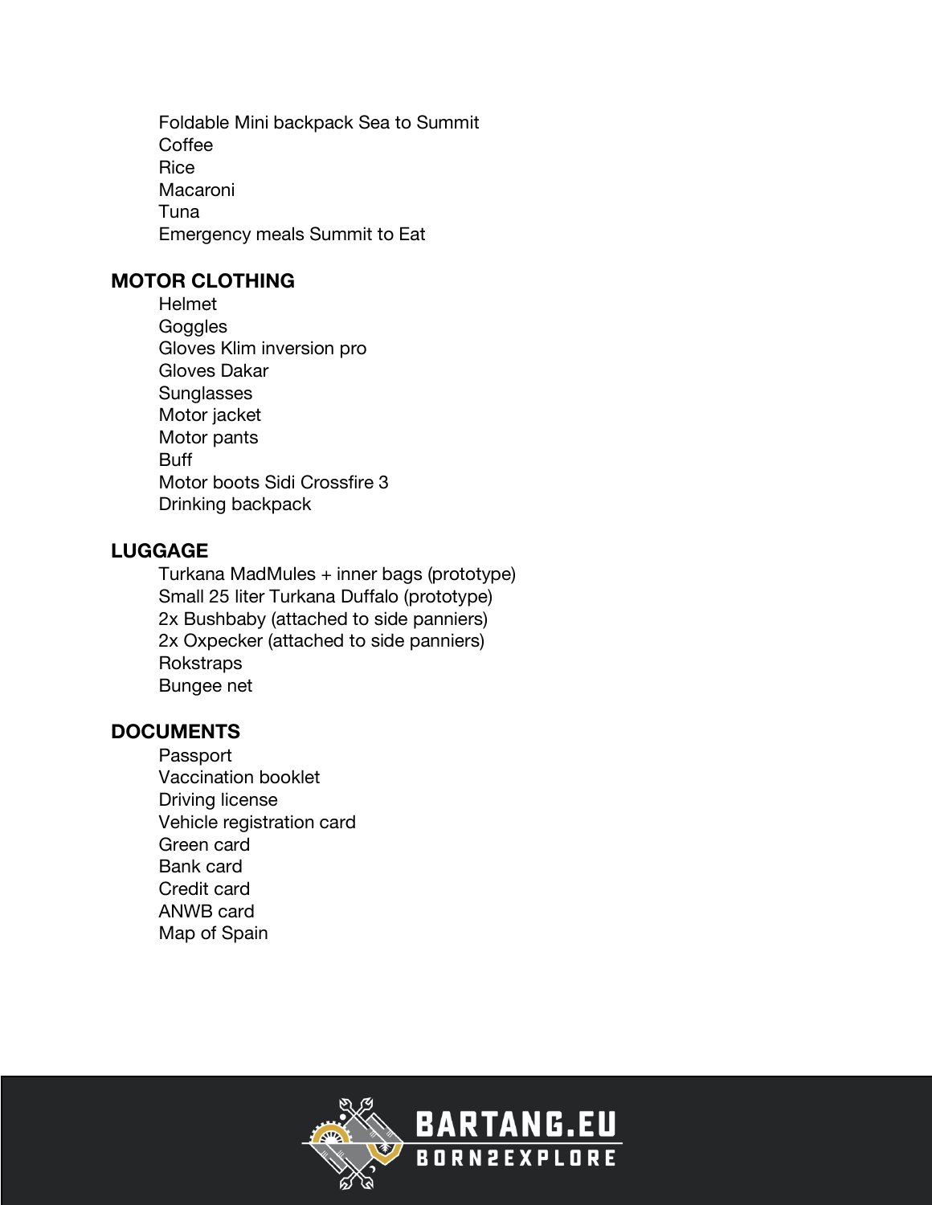- Foldable Mini backpack Sea to Summit
- Coffee
- Rice
- Macaroni
- Tuna
- Emergency meals Summit to Eat

## MOTOR CLOTHING

- Helmet
- Goggles
- Gloves Klim inversion pro
- Gloves Dakar
- Sunglasses
- Motor jacket
- Motor pants
- Buff
- Motor boots Sidi Crossfire 3
- Drinking backpack

## LUGGAGE

- Turkana MadMules + inner bags (prototype)
- Small 25 liter Turkana Duffalo (prototype)
- 2x Bushbaby (attached to side panniers)
- 2x Oxpecker (attached to side panniers)
- Rokstraps
- Bungee net

## DOCUMENTS

- Passport
- Vaccination booklet
- Driving license
- Vehicle registration card
- Green card
- Bank card
- Credit card
- ANWB card
- Map of Spain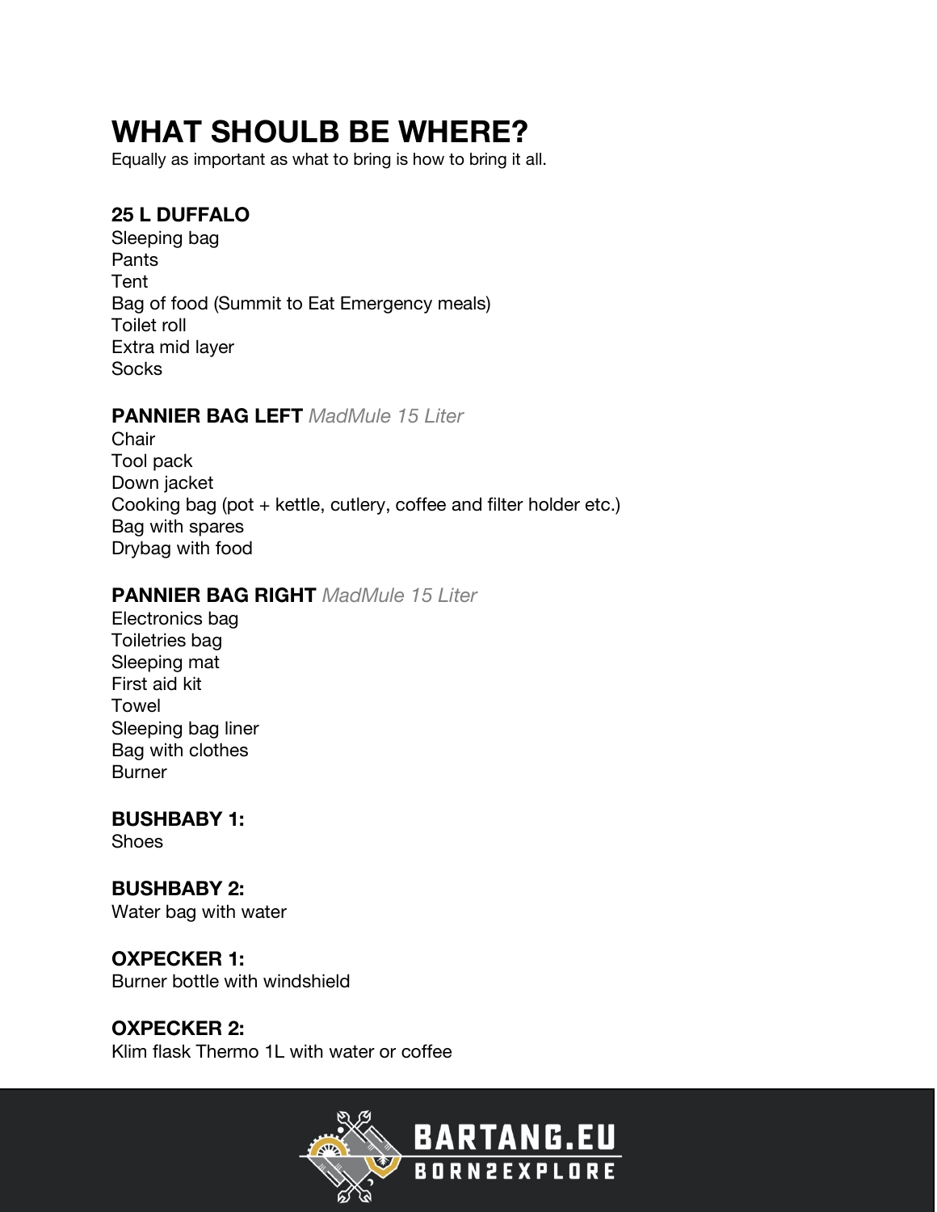# WHAT SHOULB BE WHERE?

Equally as important as what to bring is how to bring it all.

### 25 L DUFFALO

Sleeping bag
Pants
Tent
Bag of food (Summit to Eat Emergency meals)
Toilet roll
Extra mid layer
Socks

### PANNIER BAG LEFT *MadMule 15 Liter*

Chair
Tool pack
Down jacket
Cooking bag (pot + kettle, cutlery, coffee and filter holder etc.)
Bag with spares
Drybag with food

### PANNIER BAG RIGHT *MadMule 15 Liter*

Electronics bag
Toiletries bag
Sleeping mat
First aid kit
Towel
Sleeping bag liner
Bag with clothes
Burner

### BUSHBABY 1:

Shoes

### BUSHBABY 2:

Water bag with water

### OXPECKER 1:

Burner bottle with windshield

### OXPECKER 2:

Klim flask Thermo 1L with water or coffee